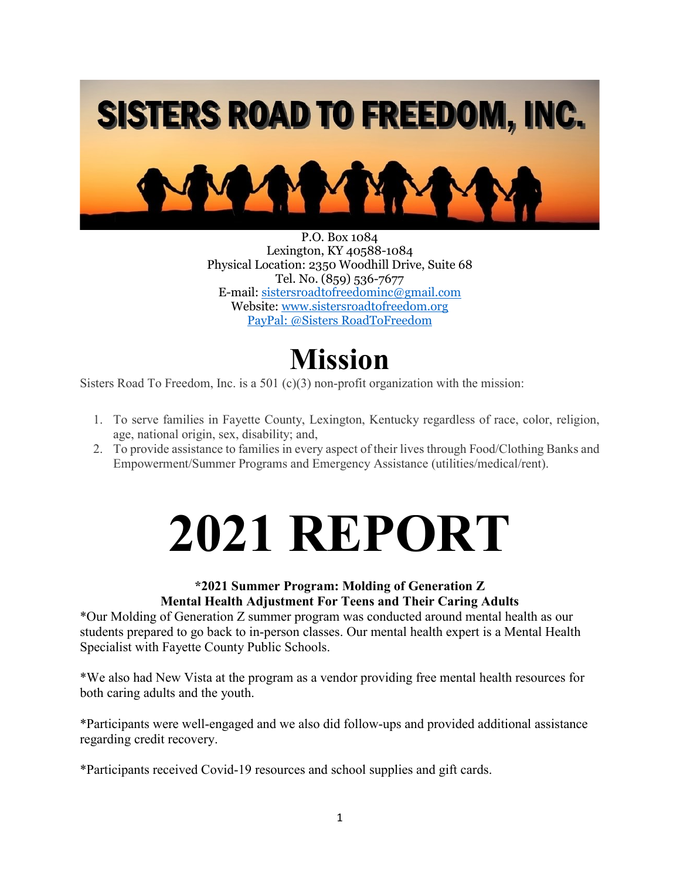# SISTERS ROAD TO FREEDOM, INC.

P.O. Box 1084  
Lexington, KY 40588-1084  
Physical Location: 2350 Woodhill Drive, Suite 68  
Tel. No. (859) 536-7677  
E-mail: sistersroadtofreedominc@gmail.com  
Website: www.sistersroadtofreedom.org  
PayPal: @Sisters RoadToFreedom

# Mission

Sisters Road To Freedom, Inc. is a 501 (c)(3) non-profit organization with the mission:

1. To serve families in Fayette County, Lexington, Kentucky regardless of race, color, religion, age, national origin, sex, disability; and,
2. To provide assistance to families in every aspect of their lives through Food/Clothing Banks and Empowerment/Summer Programs and Emergency Assistance (utilities/medical/rent).

# 2021 REPORT

**\*2021 Summer Program: Molding of Generation Z**
**Mental Health Adjustment For Teens and Their Caring Adults**

*Our Molding of Generation Z summer program was conducted around mental health as our students prepared to go back to in-person classes. Our mental health expert is a Mental Health Specialist with Fayette County Public Schools.

*We also had New Vista at the program as a vendor providing free mental health resources for both caring adults and the youth.

*Participants were well-engaged and we also did follow-ups and provided additional assistance regarding credit recovery.

*Participants received Covid-19 resources and school supplies and gift cards.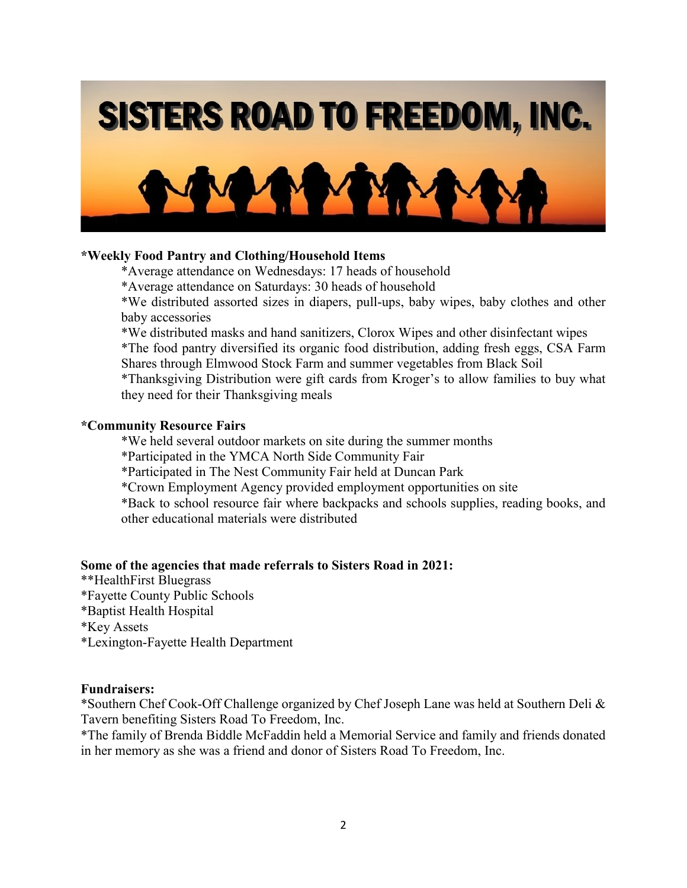# SISTERS ROAD TO FREEDOM, INC.

**\*Weekly Food Pantry and Clothing/Household Items**

*Average attendance on Wednesdays: 17 heads of household
*Average attendance on Saturdays: 30 heads of household
*We distributed assorted sizes in diapers, pull-ups, baby wipes, baby clothes and other baby accessories
*We distributed masks and hand sanitizers, Clorox Wipes and other disinfectant wipes
*The food pantry diversified its organic food distribution, adding fresh eggs, CSA Farm Shares through Elmwood Stock Farm and summer vegetables from Black Soil
*Thanksgiving Distribution were gift cards from Kroger's to allow families to buy what they need for their Thanksgiving meals

**\*Community Resource Fairs**

*We held several outdoor markets on site during the summer months
*Participated in the YMCA North Side Community Fair
*Participated in The Nest Community Fair held at Duncan Park
*Crown Employment Agency provided employment opportunities on site
*Back to school resource fair where backpacks and schools supplies, reading books, and other educational materials were distributed

**Some of the agencies that made referrals to Sisters Road in 2021:**

**HealthFirst Bluegrass
*Fayette County Public Schools
*Baptist Health Hospital
*Key Assets
*Lexington-Fayette Health Department

**Fundraisers:**

*Southern Chef Cook-Off Challenge organized by Chef Joseph Lane was held at Southern Deli & Tavern benefiting Sisters Road To Freedom, Inc.
*The family of Brenda Biddle McFaddin held a Memorial Service and family and friends donated in her memory as she was a friend and donor of Sisters Road To Freedom, Inc.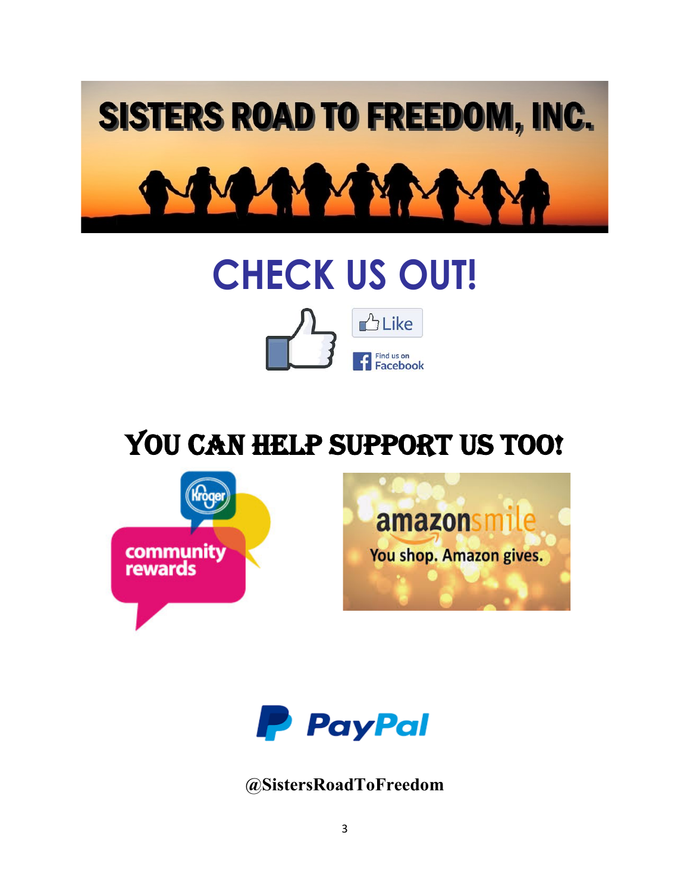# SISTERS ROAD TO FREEDOM, INC.

# CHECK US OUT!

Like

Find us on Facebook

## YOU CAN HELP SUPPORT US TOO!

Kroger community rewards

amazonsmile
You shop. Amazon gives.

PayPal

**@SistersRoadToFreedom**